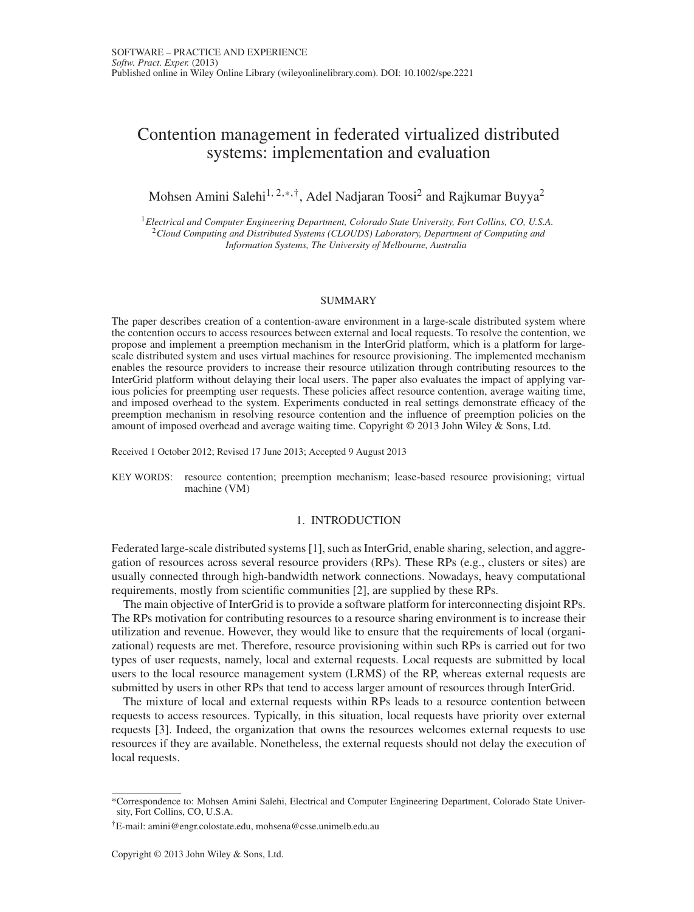SOFTWARE – PRACTICE AND EXPERIENCE
*Softw. Pract. Exper.* (2013)
Published online in Wiley Online Library (wileyonlinelibrary.com). DOI: 10.1002/spe.2221

# Contention management in federated virtualized distributed systems: implementation and evaluation

Mohsen Amini Salehi[1,2,*,†], Adel Nadjaran Toosi[2] and Rajkumar Buyya[2]

[1] *Electrical and Computer Engineering Department, Colorado State University, Fort Collins, CO, U.S.A.*
[2] *Cloud Computing and Distributed Systems (CLOUDS) Laboratory, Department of Computing and Information Systems, The University of Melbourne, Australia*

## SUMMARY

The paper describes creation of a contention-aware environment in a large-scale distributed system where the contention occurs to access resources between external and local requests. To resolve the contention, we propose and implement a preemption mechanism in the InterGrid platform, which is a platform for large-scale distributed system and uses virtual machines for resource provisioning. The implemented mechanism enables the resource providers to increase their resource utilization through contributing resources to the InterGrid platform without delaying their local users. The paper also evaluates the impact of applying various policies for preempting user requests. These policies affect resource contention, average waiting time, and imposed overhead to the system. Experiments conducted in real settings demonstrate efficacy of the preemption mechanism in resolving resource contention and the influence of preemption policies on the amount of imposed overhead and average waiting time. Copyright © 2013 John Wiley & Sons, Ltd.

Received 1 October 2012; Revised 17 June 2013; Accepted 9 August 2013

KEY WORDS: resource contention; preemption mechanism; lease-based resource provisioning; virtual machine (VM)

## 1. INTRODUCTION

Federated large-scale distributed systems [1], such as InterGrid, enable sharing, selection, and aggregation of resources across several resource providers (RPs). These RPs (e.g., clusters or sites) are usually connected through high-bandwidth network connections. Nowadays, heavy computational requirements, mostly from scientific communities [2], are supplied by these RPs.

The main objective of InterGrid is to provide a software platform for interconnecting disjoint RPs. The RPs motivation for contributing resources to a resource sharing environment is to increase their utilization and revenue. However, they would like to ensure that the requirements of local (organizational) requests are met. Therefore, resource provisioning within such RPs is carried out for two types of user requests, namely, local and external requests. Local requests are submitted by local users to the local resource management system (LRMS) of the RP, whereas external requests are submitted by users in other RPs that tend to access larger amount of resources through InterGrid.

The mixture of local and external requests within RPs leads to a resource contention between requests to access resources. Typically, in this situation, local requests have priority over external requests [3]. Indeed, the organization that owns the resources welcomes external requests to use resources if they are available. Nonetheless, the external requests should not delay the execution of local requests.

*Correspondence to: Mohsen Amini Salehi, Electrical and Computer Engineering Department, Colorado State University, Fort Collins, CO, U.S.A.

†E-mail: amini@engr.colostate.edu, mohsena@csse.unimelb.edu.au

Copyright © 2013 John Wiley & Sons, Ltd.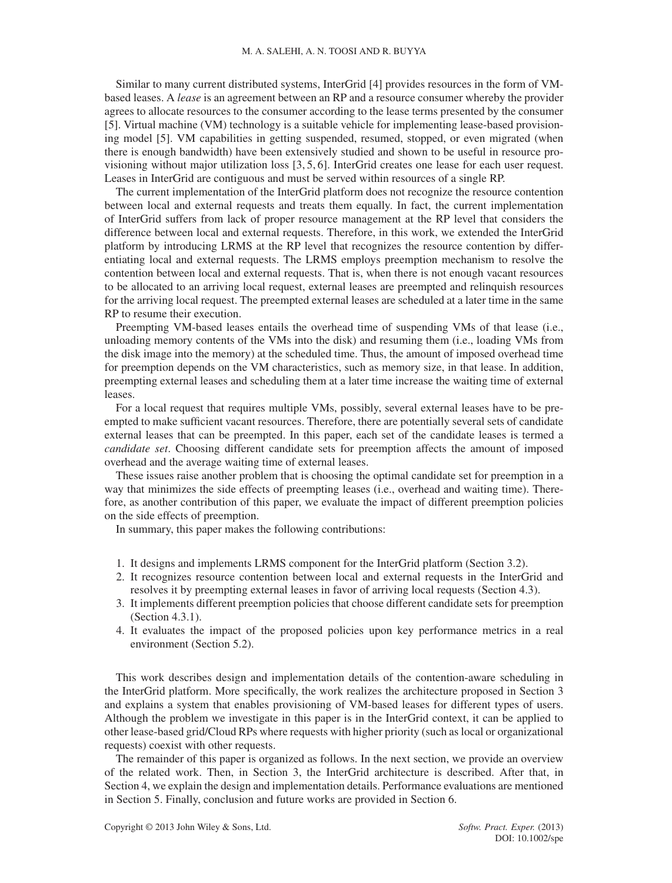Similar to many current distributed systems, InterGrid [4] provides resources in the form of VM-based leases. A *lease* is an agreement between an RP and a resource consumer whereby the provider agrees to allocate resources to the consumer according to the lease terms presented by the consumer [5]. Virtual machine (VM) technology is a suitable vehicle for implementing lease-based provisioning model [5]. VM capabilities in getting suspended, resumed, stopped, or even migrated (when there is enough bandwidth) have been extensively studied and shown to be useful in resource provisioning without major utilization loss [3, 5, 6]. InterGrid creates one lease for each user request. Leases in InterGrid are contiguous and must be served within resources of a single RP.

The current implementation of the InterGrid platform does not recognize the resource contention between local and external requests and treats them equally. In fact, the current implementation of InterGrid suffers from lack of proper resource management at the RP level that considers the difference between local and external requests. Therefore, in this work, we extended the InterGrid platform by introducing LRMS at the RP level that recognizes the resource contention by differentiating local and external requests. The LRMS employs preemption mechanism to resolve the contention between local and external requests. That is, when there is not enough vacant resources to be allocated to an arriving local request, external leases are preempted and relinquish resources for the arriving local request. The preempted external leases are scheduled at a later time in the same RP to resume their execution.

Preempting VM-based leases entails the overhead time of suspending VMs of that lease (i.e., unloading memory contents of the VMs into the disk) and resuming them (i.e., loading VMs from the disk image into the memory) at the scheduled time. Thus, the amount of imposed overhead time for preemption depends on the VM characteristics, such as memory size, in that lease. In addition, preempting external leases and scheduling them at a later time increase the waiting time of external leases.

For a local request that requires multiple VMs, possibly, several external leases have to be preempted to make sufficient vacant resources. Therefore, there are potentially several sets of candidate external leases that can be preempted. In this paper, each set of the candidate leases is termed a *candidate set*. Choosing different candidate sets for preemption affects the amount of imposed overhead and the average waiting time of external leases.

These issues raise another problem that is choosing the optimal candidate set for preemption in a way that minimizes the side effects of preempting leases (i.e., overhead and waiting time). Therefore, as another contribution of this paper, we evaluate the impact of different preemption policies on the side effects of preemption.

In summary, this paper makes the following contributions:

1. It designs and implements LRMS component for the InterGrid platform (Section 3.2).
2. It recognizes resource contention between local and external requests in the InterGrid and resolves it by preempting external leases in favor of arriving local requests (Section 4.3).
3. It implements different preemption policies that choose different candidate sets for preemption (Section 4.3.1).
4. It evaluates the impact of the proposed policies upon key performance metrics in a real environment (Section 5.2).

This work describes design and implementation details of the contention-aware scheduling in the InterGrid platform. More specifically, the work realizes the architecture proposed in Section 3 and explains a system that enables provisioning of VM-based leases for different types of users. Although the problem we investigate in this paper is in the InterGrid context, it can be applied to other lease-based grid/Cloud RPs where requests with higher priority (such as local or organizational requests) coexist with other requests.

The remainder of this paper is organized as follows. In the next section, we provide an overview of the related work. Then, in Section 3, the InterGrid architecture is described. After that, in Section 4, we explain the design and implementation details. Performance evaluations are mentioned in Section 5. Finally, conclusion and future works are provided in Section 6.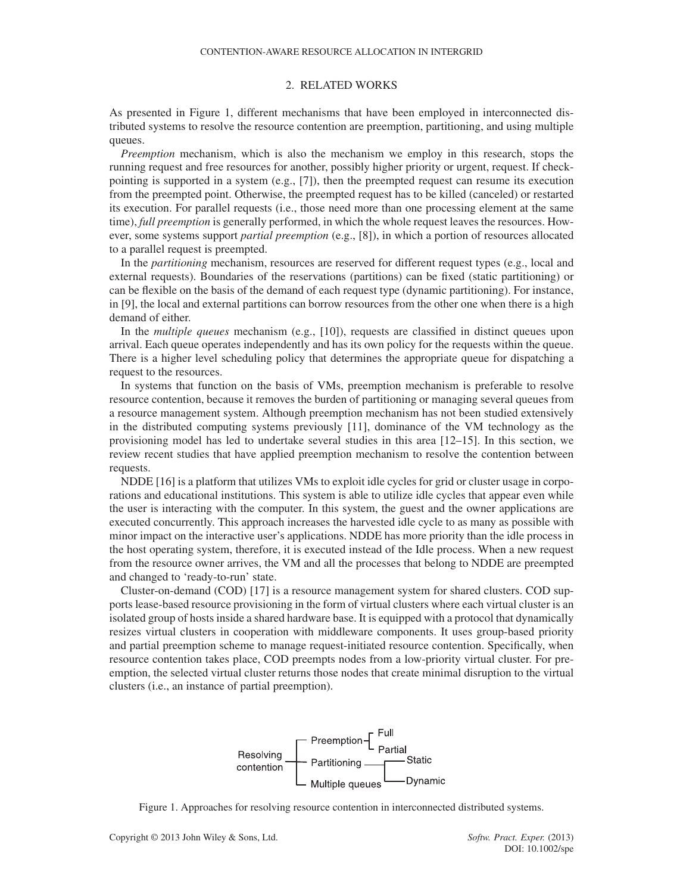## 2. RELATED WORKS

As presented in Figure 1, different mechanisms that have been employed in interconnected distributed systems to resolve the resource contention are preemption, partitioning, and using multiple queues.

*Preemption* mechanism, which is also the mechanism we employ in this research, stops the running request and free resources for another, possibly higher priority or urgent, request. If checkpointing is supported in a system (e.g., [7]), then the preempted request can resume its execution from the preempted point. Otherwise, the preempted request has to be killed (canceled) or restarted its execution. For parallel requests (i.e., those need more than one processing element at the same time), *full preemption* is generally performed, in which the whole request leaves the resources. However, some systems support *partial preemption* (e.g., [8]), in which a portion of resources allocated to a parallel request is preempted.

In the *partitioning* mechanism, resources are reserved for different request types (e.g., local and external requests). Boundaries of the reservations (partitions) can be fixed (static partitioning) or can be flexible on the basis of the demand of each request type (dynamic partitioning). For instance, in [9], the local and external partitions can borrow resources from the other one when there is a high demand of either.

In the *multiple queues* mechanism (e.g., [10]), requests are classified in distinct queues upon arrival. Each queue operates independently and has its own policy for the requests within the queue. There is a higher level scheduling policy that determines the appropriate queue for dispatching a request to the resources.

In systems that function on the basis of VMs, preemption mechanism is preferable to resolve resource contention, because it removes the burden of partitioning or managing several queues from a resource management system. Although preemption mechanism has not been studied extensively in the distributed computing systems previously [11], dominance of the VM technology as the provisioning model has led to undertake several studies in this area [12–15]. In this section, we review recent studies that have applied preemption mechanism to resolve the contention between requests.

NDDE [16] is a platform that utilizes VMs to exploit idle cycles for grid or cluster usage in corporations and educational institutions. This system is able to utilize idle cycles that appear even while the user is interacting with the computer. In this system, the guest and the owner applications are executed concurrently. This approach increases the harvested idle cycle to as many as possible with minor impact on the interactive user's applications. NDDE has more priority than the idle process in the host operating system, therefore, it is executed instead of the Idle process. When a new request from the resource owner arrives, the VM and all the processes that belong to NDDE are preempted and changed to 'ready-to-run' state.

Cluster-on-demand (COD) [17] is a resource management system for shared clusters. COD supports lease-based resource provisioning in the form of virtual clusters where each virtual cluster is an isolated group of hosts inside a shared hardware base. It is equipped with a protocol that dynamically resizes virtual clusters in cooperation with middleware components. It uses group-based priority and partial preemption scheme to manage request-initiated resource contention. Specifically, when resource contention takes place, COD preempts nodes from a low-priority virtual cluster. For preemption, the selected virtual cluster returns those nodes that create minimal disruption to the virtual clusters (i.e., an instance of partial preemption).

Resolving contention
Preemption
Full
Partial
Partitioning
Static
Dynamic
Multiple queues

Figure 1. Approaches for resolving resource contention in interconnected distributed systems.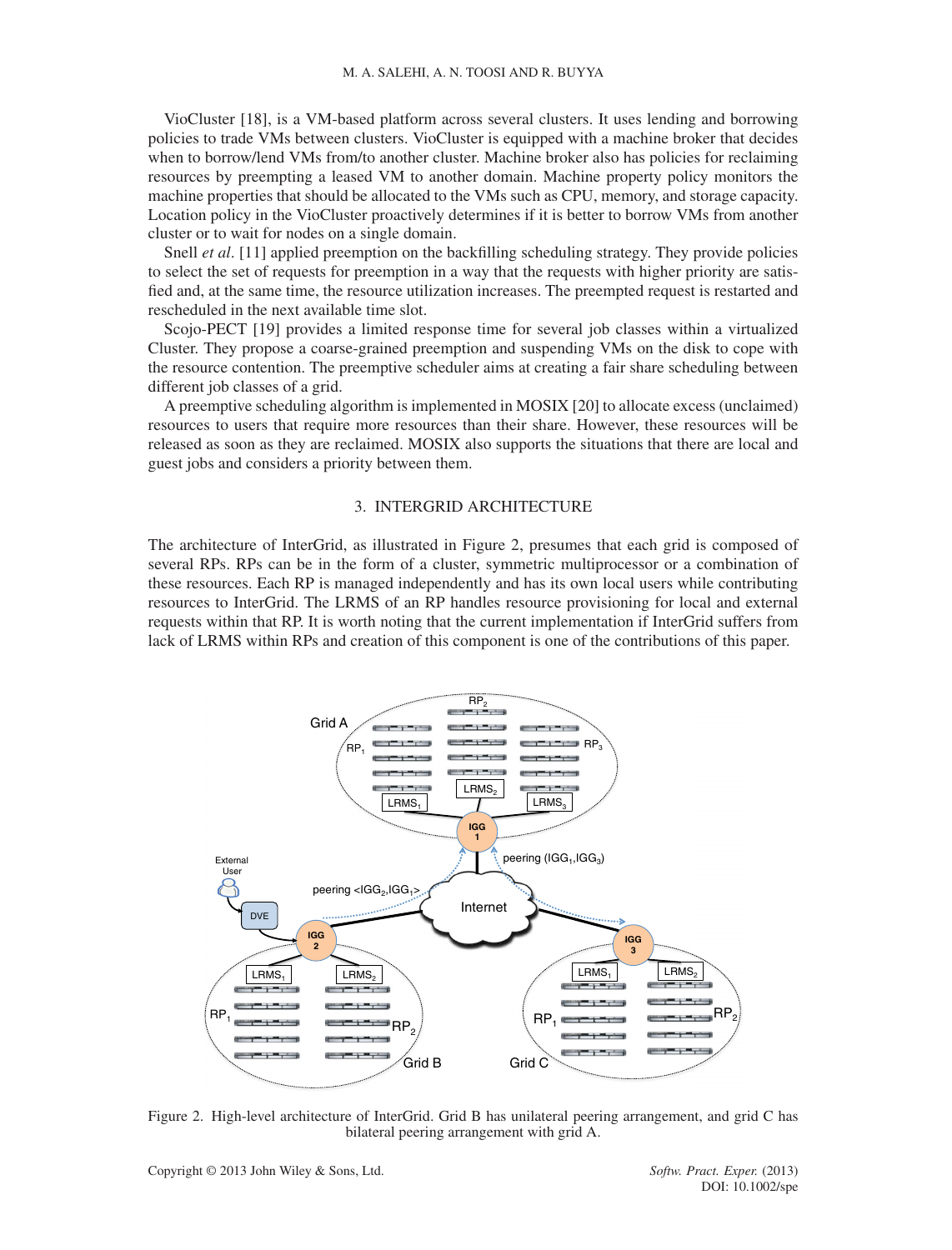VioCluster [18], is a VM-based platform across several clusters. It uses lending and borrowing policies to trade VMs between clusters. VioCluster is equipped with a machine broker that decides when to borrow/lend VMs from/to another cluster. Machine broker also has policies for reclaiming resources by preempting a leased VM to another domain. Machine property policy monitors the machine properties that should be allocated to the VMs such as CPU, memory, and storage capacity. Location policy in the VioCluster proactively determines if it is better to borrow VMs from another cluster or to wait for nodes on a single domain.

Snell *et al*. [11] applied preemption on the backfilling scheduling strategy. They provide policies to select the set of requests for preemption in a way that the requests with higher priority are satisfied and, at the same time, the resource utilization increases. The preempted request is restarted and rescheduled in the next available time slot.

Scojo-PECT [19] provides a limited response time for several job classes within a virtualized Cluster. They propose a coarse-grained preemption and suspending VMs on the disk to cope with the resource contention. The preemptive scheduler aims at creating a fair share scheduling between different job classes of a grid.

A preemptive scheduling algorithm is implemented in MOSIX [20] to allocate excess (unclaimed) resources to users that require more resources than their share. However, these resources will be released as soon as they are reclaimed. MOSIX also supports the situations that there are local and guest jobs and considers a priority between them.

## 3. INTERGRID ARCHITECTURE

The architecture of InterGrid, as illustrated in Figure 2, presumes that each grid is composed of several RPs. RPs can be in the form of a cluster, symmetric multiprocessor or a combination of these resources. Each RP is managed independently and has its own local users while contributing resources to InterGrid. The LRMS of an RP handles resource provisioning for local and external requests within that RP. It is worth noting that the current implementation if InterGrid suffers from lack of LRMS within RPs and creation of this component is one of the contributions of this paper.

Figure 2. High-level architecture of InterGrid. Grid B has unilateral peering arrangement, and grid C has bilateral peering arrangement with grid A.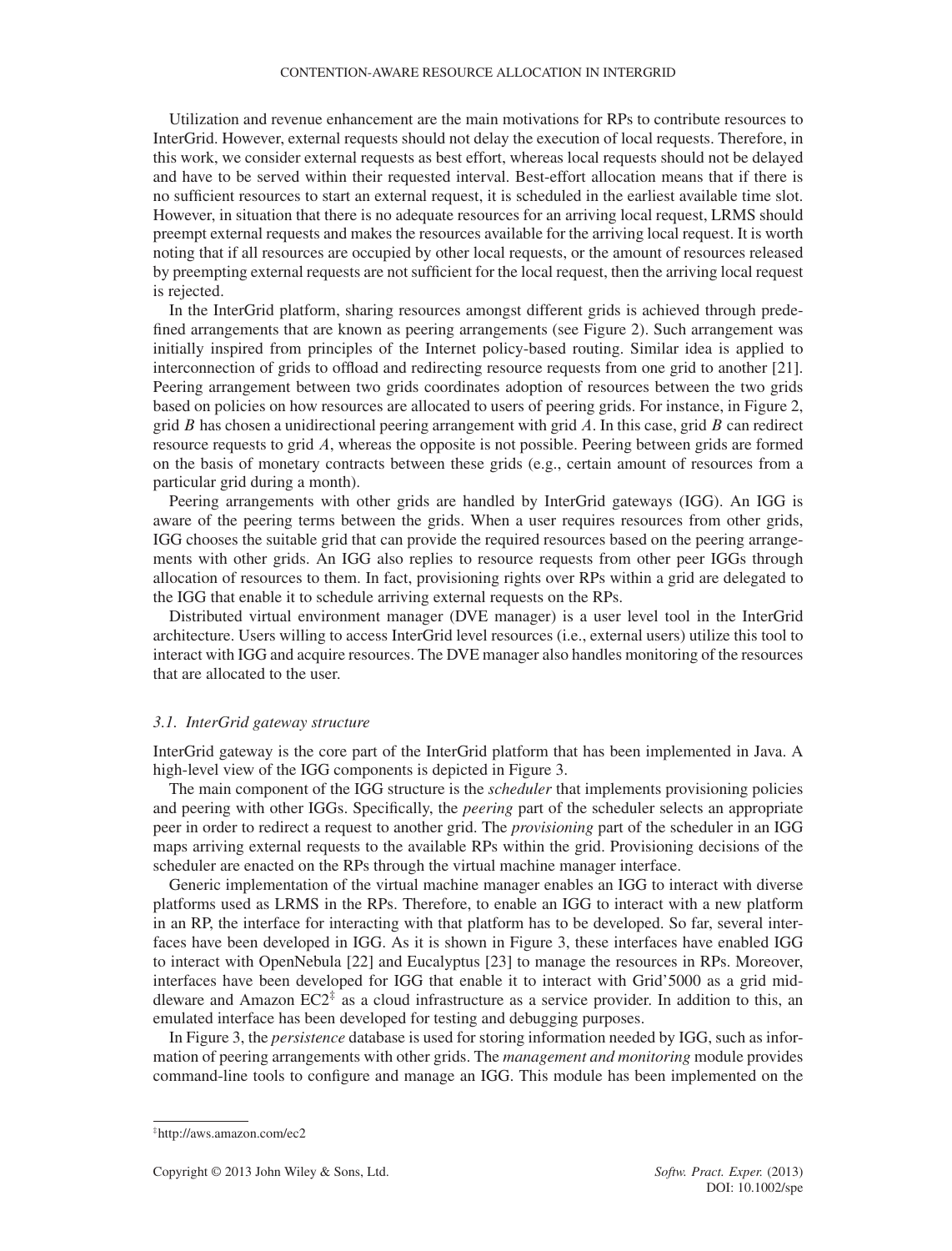Utilization and revenue enhancement are the main motivations for RPs to contribute resources to InterGrid. However, external requests should not delay the execution of local requests. Therefore, in this work, we consider external requests as best effort, whereas local requests should not be delayed and have to be served within their requested interval. Best-effort allocation means that if there is no sufficient resources to start an external request, it is scheduled in the earliest available time slot. However, in situation that there is no adequate resources for an arriving local request, LRMS should preempt external requests and makes the resources available for the arriving local request. It is worth noting that if all resources are occupied by other local requests, or the amount of resources released by preempting external requests are not sufficient for the local request, then the arriving local request is rejected.

In the InterGrid platform, sharing resources amongst different grids is achieved through predefined arrangements that are known as peering arrangements (see Figure 2). Such arrangement was initially inspired from principles of the Internet policy-based routing. Similar idea is applied to interconnection of grids to offload and redirecting resource requests from one grid to another [21]. Peering arrangement between two grids coordinates adoption of resources between the two grids based on policies on how resources are allocated to users of peering grids. For instance, in Figure 2, grid $B$ has chosen a unidirectional peering arrangement with grid $A$. In this case, grid $B$ can redirect resource requests to grid $A$, whereas the opposite is not possible. Peering between grids are formed on the basis of monetary contracts between these grids (e.g., certain amount of resources from a particular grid during a month).

Peering arrangements with other grids are handled by InterGrid gateways (IGG). An IGG is aware of the peering terms between the grids. When a user requires resources from other grids, IGG chooses the suitable grid that can provide the required resources based on the peering arrangements with other grids. An IGG also replies to resource requests from other peer IGGs through allocation of resources to them. In fact, provisioning rights over RPs within a grid are delegated to the IGG that enable it to schedule arriving external requests on the RPs.

Distributed virtual environment manager (DVE manager) is a user level tool in the InterGrid architecture. Users willing to access InterGrid level resources (i.e., external users) utilize this tool to interact with IGG and acquire resources. The DVE manager also handles monitoring of the resources that are allocated to the user.

### 3.1. InterGrid gateway structure

InterGrid gateway is the core part of the InterGrid platform that has been implemented in Java. A high-level view of the IGG components is depicted in Figure 3.

The main component of the IGG structure is the *scheduler* that implements provisioning policies and peering with other IGGs. Specifically, the *peering* part of the scheduler selects an appropriate peer in order to redirect a request to another grid. The *provisioning* part of the scheduler in an IGG maps arriving external requests to the available RPs within the grid. Provisioning decisions of the scheduler are enacted on the RPs through the virtual machine manager interface.

Generic implementation of the virtual machine manager enables an IGG to interact with diverse platforms used as LRMS in the RPs. Therefore, to enable an IGG to interact with a new platform in an RP, the interface for interacting with that platform has to be developed. So far, several interfaces have been developed in IGG. As it is shown in Figure 3, these interfaces have enabled IGG to interact with OpenNebula [22] and Eucalyptus [23] to manage the resources in RPs. Moreover, interfaces have been developed for IGG that enable it to interact with Grid'5000 as a grid middleware and Amazon EC2[‡] as a cloud infrastructure as a service provider. In addition to this, an emulated interface has been developed for testing and debugging purposes.

In Figure 3, the *persistence* database is used for storing information needed by IGG, such as information of peering arrangements with other grids. The *management and monitoring* module provides command-line tools to configure and manage an IGG. This module has been implemented on the

[‡]http://aws.amazon.com/ec2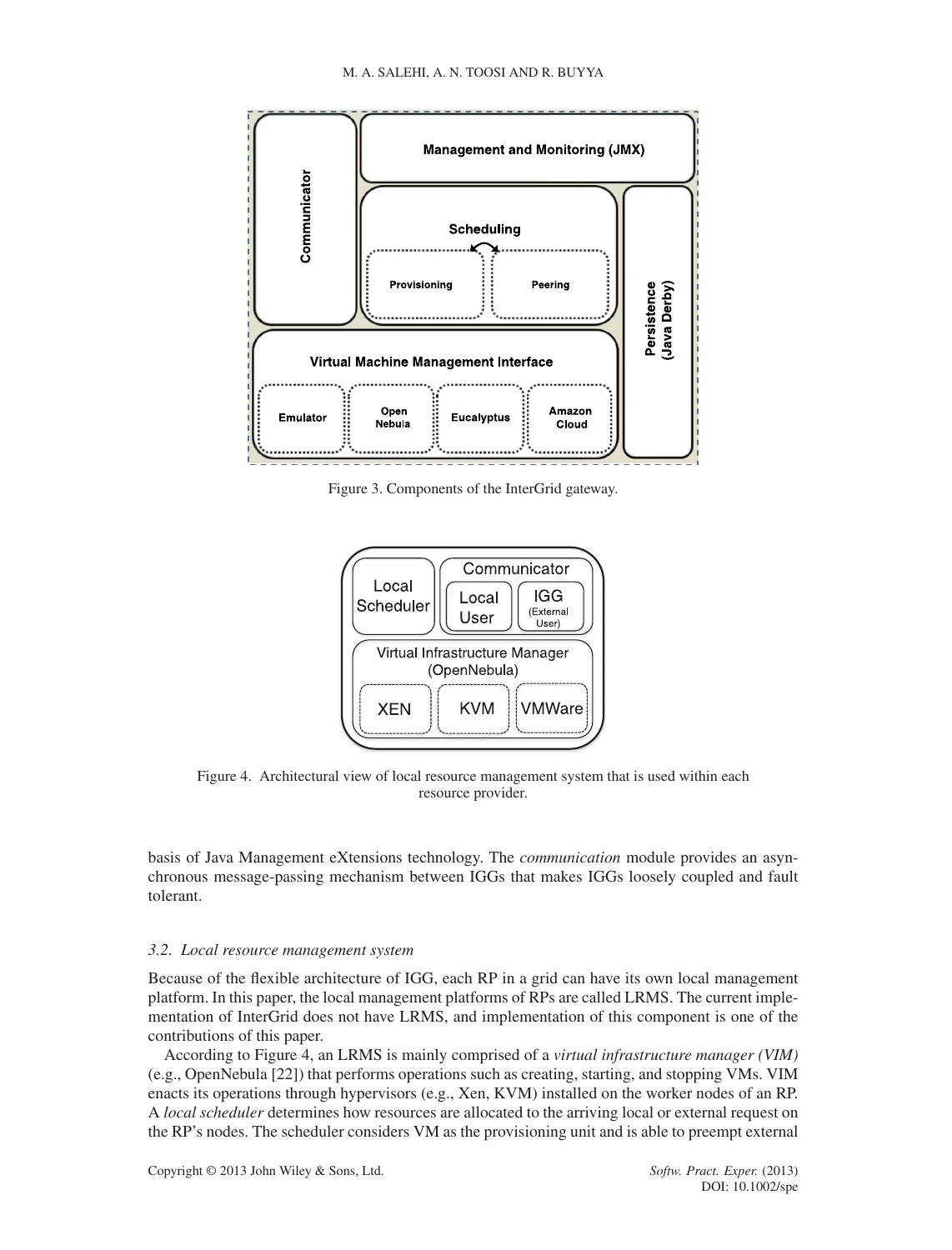Figure 3. Components of the InterGrid gateway.

Figure 4. Architectural view of local resource management system that is used within each resource provider.

basis of Java Management eXtensions technology. The *communication* module provides an asynchronous message-passing mechanism between IGGs that makes IGGs loosely coupled and fault tolerant.

### 3.2. Local resource management system

Because of the flexible architecture of IGG, each RP in a grid can have its own local management platform. In this paper, the local management platforms of RPs are called LRMS. The current implementation of InterGrid does not have LRMS, and implementation of this component is one of the contributions of this paper.

According to Figure 4, an LRMS is mainly comprised of a *virtual infrastructure manager (VIM)* (e.g., OpenNebula [22]) that performs operations such as creating, starting, and stopping VMs. VIM enacts its operations through hypervisors (e.g., Xen, KVM) installed on the worker nodes of an RP. A *local scheduler* determines how resources are allocated to the arriving local or external request on the RP's nodes. The scheduler considers VM as the provisioning unit and is able to preempt external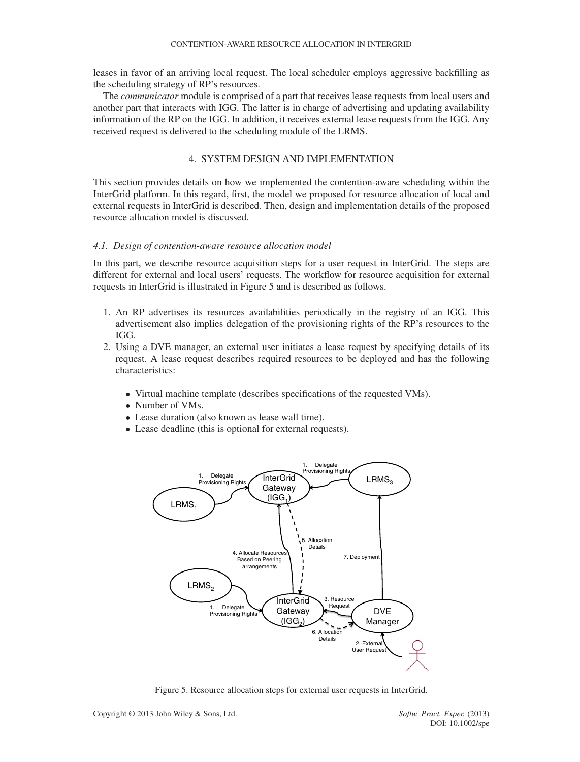leases in favor of an arriving local request. The local scheduler employs aggressive backfilling as the scheduling strategy of RP's resources.

The *communicator* module is comprised of a part that receives lease requests from local users and another part that interacts with IGG. The latter is in charge of advertising and updating availability information of the RP on the IGG. In addition, it receives external lease requests from the IGG. Any received request is delivered to the scheduling module of the LRMS.

## 4. SYSTEM DESIGN AND IMPLEMENTATION

This section provides details on how we implemented the contention-aware scheduling within the InterGrid platform. In this regard, first, the model we proposed for resource allocation of local and external requests in InterGrid is described. Then, design and implementation details of the proposed resource allocation model is discussed.

### *4.1. Design of contention-aware resource allocation model*

In this part, we describe resource acquisition steps for a user request in InterGrid. The steps are different for external and local users' requests. The workflow for resource acquisition for external requests in InterGrid is illustrated in Figure 5 and is described as follows.

1. An RP advertises its resources availabilities periodically in the registry of an IGG. This advertisement also implies delegation of the provisioning rights of the RP's resources to the IGG.
2. Using a DVE manager, an external user initiates a lease request by specifying details of its request. A lease request describes required resources to be deployed and has the following characteristics:
   - Virtual machine template (describes specifications of the requested VMs).
   - Number of VMs.
   - Lease duration (also known as lease wall time).
   - Lease deadline (this is optional for external requests).

Figure 5. Resource allocation steps for external user requests in InterGrid.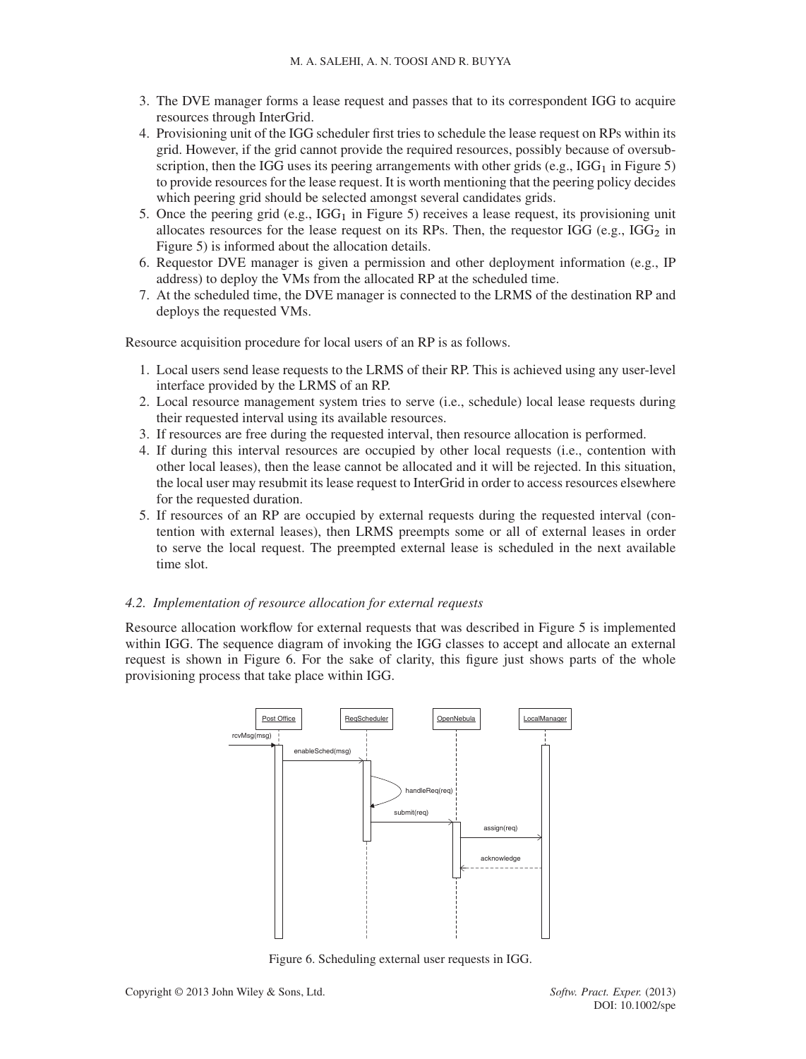3. The DVE manager forms a lease request and passes that to its correspondent IGG to acquire resources through InterGrid.
4. Provisioning unit of the IGG scheduler first tries to schedule the lease request on RPs within its grid. However, if the grid cannot provide the required resources, possibly because of oversubscription, then the IGG uses its peering arrangements with other grids (e.g., $IGG_1$ in Figure 5) to provide resources for the lease request. It is worth mentioning that the peering policy decides which peering grid should be selected amongst several candidates grids.
5. Once the peering grid (e.g., $IGG_1$ in Figure 5) receives a lease request, its provisioning unit allocates resources for the lease request on its RPs. Then, the requestor IGG (e.g., $IGG_2$ in Figure 5) is informed about the allocation details.
6. Requestor DVE manager is given a permission and other deployment information (e.g., IP address) to deploy the VMs from the allocated RP at the scheduled time.
7. At the scheduled time, the DVE manager is connected to the LRMS of the destination RP and deploys the requested VMs.

Resource acquisition procedure for local users of an RP is as follows.

1. Local users send lease requests to the LRMS of their RP. This is achieved using any user-level interface provided by the LRMS of an RP.
2. Local resource management system tries to serve (i.e., schedule) local lease requests during their requested interval using its available resources.
3. If resources are free during the requested interval, then resource allocation is performed.
4. If during this interval resources are occupied by other local requests (i.e., contention with other local leases), then the lease cannot be allocated and it will be rejected. In this situation, the local user may resubmit its lease request to InterGrid in order to access resources elsewhere for the requested duration.
5. If resources of an RP are occupied by external requests during the requested interval (contention with external leases), then LRMS preempts some or all of external leases in order to serve the local request. The preempted external lease is scheduled in the next available time slot.

### 4.2. *Implementation of resource allocation for external requests*

Resource allocation workflow for external requests that was described in Figure 5 is implemented within IGG. The sequence diagram of invoking the IGG classes to accept and allocate an external request is shown in Figure 6. For the sake of clarity, this figure just shows parts of the whole provisioning process that take place within IGG.

Figure 6. Scheduling external user requests in IGG.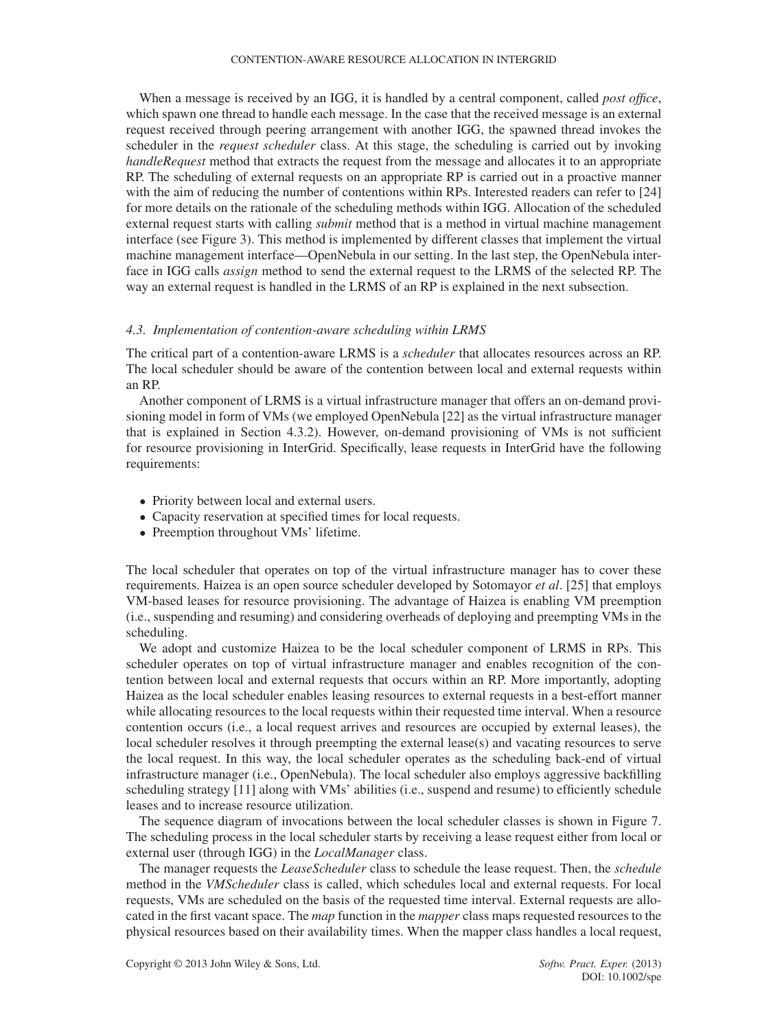When a message is received by an IGG, it is handled by a central component, called *post office*, which spawn one thread to handle each message. In the case that the received message is an external request received through peering arrangement with another IGG, the spawned thread invokes the scheduler in the *request scheduler* class. At this stage, the scheduling is carried out by invoking *handleRequest* method that extracts the request from the message and allocates it to an appropriate RP. The scheduling of external requests on an appropriate RP is carried out in a proactive manner with the aim of reducing the number of contentions within RPs. Interested readers can refer to [24] for more details on the rationale of the scheduling methods within IGG. Allocation of the scheduled external request starts with calling *submit* method that is a method in virtual machine management interface (see Figure 3). This method is implemented by different classes that implement the virtual machine management interface—OpenNebula in our setting. In the last step, the OpenNebula interface in IGG calls *assign* method to send the external request to the LRMS of the selected RP. The way an external request is handled in the LRMS of an RP is explained in the next subsection.

### *4.3. Implementation of contention-aware scheduling within LRMS*

The critical part of a contention-aware LRMS is a *scheduler* that allocates resources across an RP. The local scheduler should be aware of the contention between local and external requests within an RP.

Another component of LRMS is a virtual infrastructure manager that offers an on-demand provisioning model in form of VMs (we employed OpenNebula [22] as the virtual infrastructure manager that is explained in Section 4.3.2). However, on-demand provisioning of VMs is not sufficient for resource provisioning in InterGrid. Specifically, lease requests in InterGrid have the following requirements:

- Priority between local and external users.
- Capacity reservation at specified times for local requests.
- Preemption throughout VMs' lifetime.

The local scheduler that operates on top of the virtual infrastructure manager has to cover these requirements. Haizea is an open source scheduler developed by Sotomayor *et al*. [25] that employs VM-based leases for resource provisioning. The advantage of Haizea is enabling VM preemption (i.e., suspending and resuming) and considering overheads of deploying and preempting VMs in the scheduling.

We adopt and customize Haizea to be the local scheduler component of LRMS in RPs. This scheduler operates on top of virtual infrastructure manager and enables recognition of the contention between local and external requests that occurs within an RP. More importantly, adopting Haizea as the local scheduler enables leasing resources to external requests in a best-effort manner while allocating resources to the local requests within their requested time interval. When a resource contention occurs (i.e., a local request arrives and resources are occupied by external leases), the local scheduler resolves it through preempting the external lease(s) and vacating resources to serve the local request. In this way, the local scheduler operates as the scheduling back-end of virtual infrastructure manager (i.e., OpenNebula). The local scheduler also employs aggressive backfilling scheduling strategy [11] along with VMs' abilities (i.e., suspend and resume) to efficiently schedule leases and to increase resource utilization.

The sequence diagram of invocations between the local scheduler classes is shown in Figure 7. The scheduling process in the local scheduler starts by receiving a lease request either from local or external user (through IGG) in the *LocalManager* class.

The manager requests the *LeaseScheduler* class to schedule the lease request. Then, the *schedule* method in the *VMScheduler* class is called, which schedules local and external requests. For local requests, VMs are scheduled on the basis of the requested time interval. External requests are allocated in the first vacant space. The *map* function in the *mapper* class maps requested resources to the physical resources based on their availability times. When the mapper class handles a local request,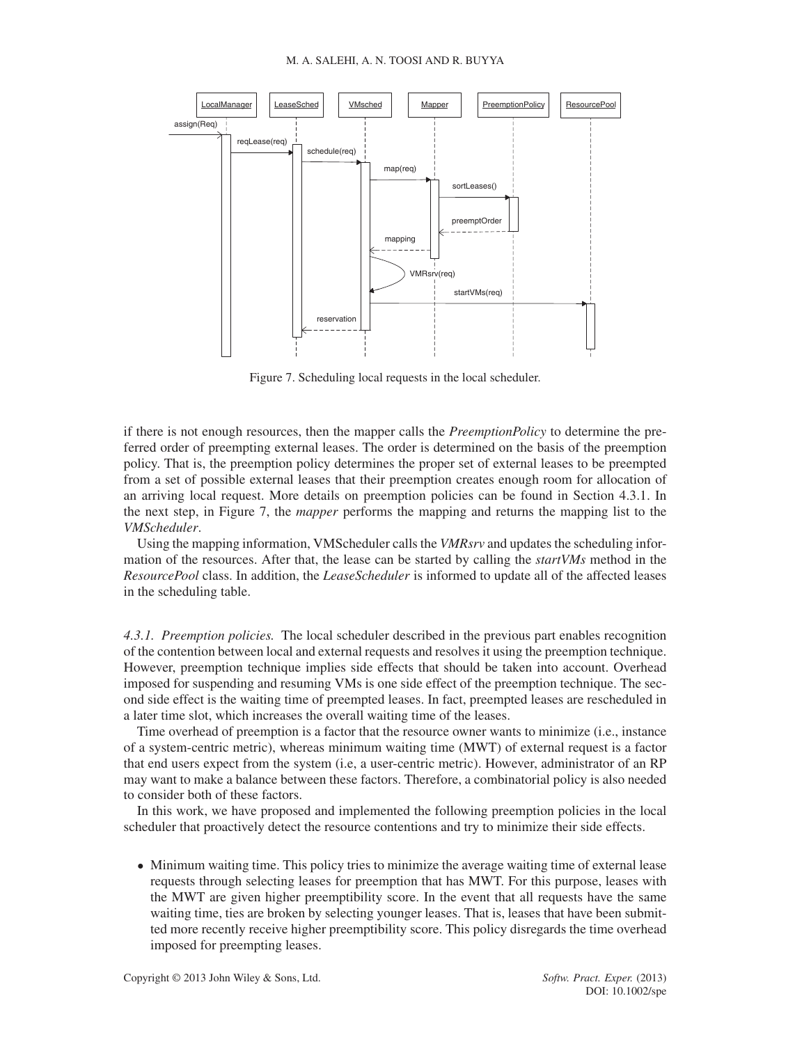LocalManager
LeaseSched
VMsched
Mapper
PreemptionPolicy
ResourcePool
assign(Req)
reqLease(req)
schedule(req)
map(req)
sortLeases()
preemptOrder
mapping
VMRsrv(req)
startVMs(req)
reservation

Figure 7. Scheduling local requests in the local scheduler.

if there is not enough resources, then the mapper calls the *PreemptionPolicy* to determine the preferred order of preempting external leases. The order is determined on the basis of the preemption policy. That is, the preemption policy determines the proper set of external leases to be preempted from a set of possible external leases that their preemption creates enough room for allocation of an arriving local request. More details on preemption policies can be found in Section 4.3.1. In the next step, in Figure 7, the *mapper* performs the mapping and returns the mapping list to the *VMScheduler*.

Using the mapping information, VMScheduler calls the *VMRsrv* and updates the scheduling information of the resources. After that, the lease can be started by calling the *startVMs* method in the *ResourcePool* class. In addition, the *LeaseScheduler* is informed to update all of the affected leases in the scheduling table.

*4.3.1. Preemption policies.* The local scheduler described in the previous part enables recognition of the contention between local and external requests and resolves it using the preemption technique. However, preemption technique implies side effects that should be taken into account. Overhead imposed for suspending and resuming VMs is one side effect of the preemption technique. The second side effect is the waiting time of preempted leases. In fact, preempted leases are rescheduled in a later time slot, which increases the overall waiting time of the leases.

Time overhead of preemption is a factor that the resource owner wants to minimize (i.e., instance of a system-centric metric), whereas minimum waiting time (MWT) of external request is a factor that end users expect from the system (i.e, a user-centric metric). However, administrator of an RP may want to make a balance between these factors. Therefore, a combinatorial policy is also needed to consider both of these factors.

In this work, we have proposed and implemented the following preemption policies in the local scheduler that proactively detect the resource contentions and try to minimize their side effects.

- Minimum waiting time. This policy tries to minimize the average waiting time of external lease requests through selecting leases for preemption that has MWT. For this purpose, leases with the MWT are given higher preemptibility score. In the event that all requests have the same waiting time, ties are broken by selecting younger leases. That is, leases that have been submitted more recently receive higher preemptibility score. This policy disregards the time overhead imposed for preempting leases.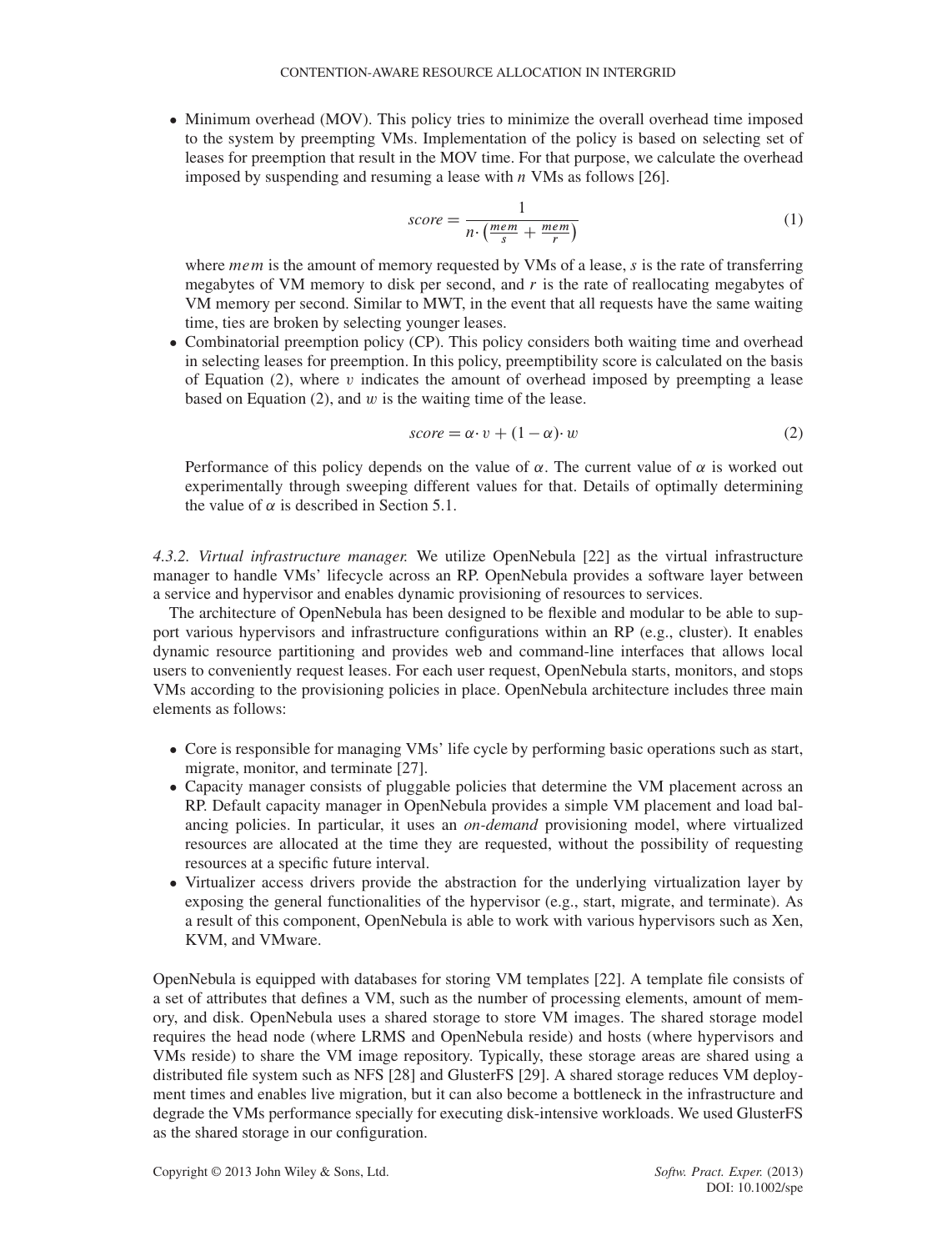- Minimum overhead (MOV). This policy tries to minimize the overall overhead time imposed to the system by preempting VMs. Implementation of the policy is based on selecting set of leases for preemption that result in the MOV time. For that purpose, we calculate the overhead imposed by suspending and resuming a lease with $n$ VMs as follows [26].

$$score = \frac{1}{n \cdot \left(\frac{mem}{s} + \frac{mem}{r}\right)} \tag{1}$$

  where $mem$ is the amount of memory requested by VMs of a lease, $s$ is the rate of transferring megabytes of VM memory to disk per second, and $r$ is the rate of reallocating megabytes of VM memory per second. Similar to MWT, in the event that all requests have the same waiting time, ties are broken by selecting younger leases.
- Combinatorial preemption policy (CP). This policy considers both waiting time and overhead in selecting leases for preemption. In this policy, preemptibility score is calculated on the basis of Equation (2), where $v$ indicates the amount of overhead imposed by preempting a lease based on Equation (2), and $w$ is the waiting time of the lease.

$$score = \alpha \cdot v + (1 - \alpha) \cdot w \tag{2}$$

  Performance of this policy depends on the value of $\alpha$. The current value of $\alpha$ is worked out experimentally through sweeping different values for that. Details of optimally determining the value of $\alpha$ is described in Section 5.1.

*4.3.2. Virtual infrastructure manager.* We utilize OpenNebula [22] as the virtual infrastructure manager to handle VMs' lifecycle across an RP. OpenNebula provides a software layer between a service and hypervisor and enables dynamic provisioning of resources to services.

The architecture of OpenNebula has been designed to be flexible and modular to be able to support various hypervisors and infrastructure configurations within an RP (e.g., cluster). It enables dynamic resource partitioning and provides web and command-line interfaces that allows local users to conveniently request leases. For each user request, OpenNebula starts, monitors, and stops VMs according to the provisioning policies in place. OpenNebula architecture includes three main elements as follows:

- Core is responsible for managing VMs' life cycle by performing basic operations such as start, migrate, monitor, and terminate [27].
- Capacity manager consists of pluggable policies that determine the VM placement across an RP. Default capacity manager in OpenNebula provides a simple VM placement and load balancing policies. In particular, it uses an *on-demand* provisioning model, where virtualized resources are allocated at the time they are requested, without the possibility of requesting resources at a specific future interval.
- Virtualizer access drivers provide the abstraction for the underlying virtualization layer by exposing the general functionalities of the hypervisor (e.g., start, migrate, and terminate). As a result of this component, OpenNebula is able to work with various hypervisors such as Xen, KVM, and VMware.

OpenNebula is equipped with databases for storing VM templates [22]. A template file consists of a set of attributes that defines a VM, such as the number of processing elements, amount of memory, and disk. OpenNebula uses a shared storage to store VM images. The shared storage model requires the head node (where LRMS and OpenNebula reside) and hosts (where hypervisors and VMs reside) to share the VM image repository. Typically, these storage areas are shared using a distributed file system such as NFS [28] and GlusterFS [29]. A shared storage reduces VM deployment times and enables live migration, but it can also become a bottleneck in the infrastructure and degrade the VMs performance specially for executing disk-intensive workloads. We used GlusterFS as the shared storage in our configuration.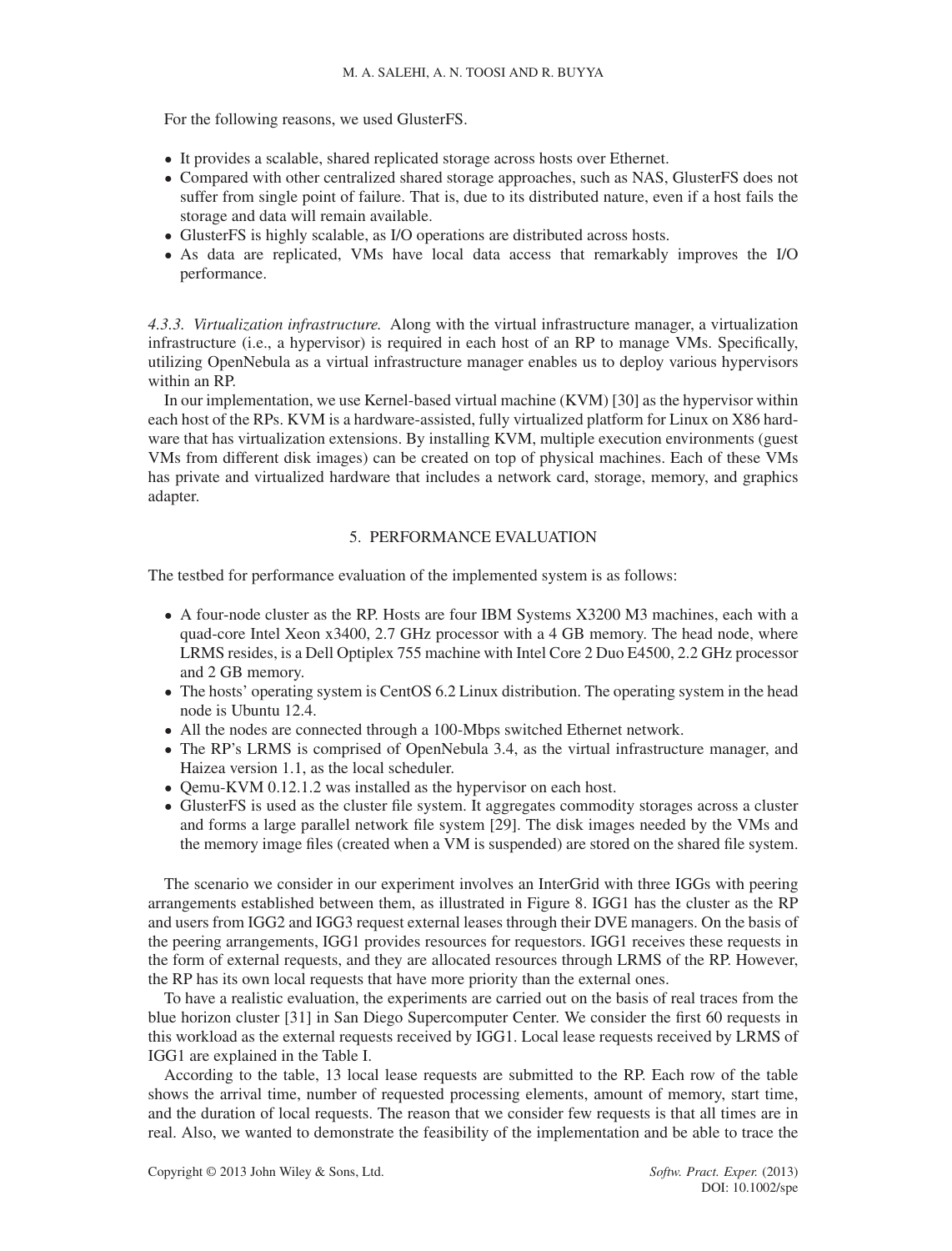For the following reasons, we used GlusterFS.

- It provides a scalable, shared replicated storage across hosts over Ethernet.
- Compared with other centralized shared storage approaches, such as NAS, GlusterFS does not suffer from single point of failure. That is, due to its distributed nature, even if a host fails the storage and data will remain available.
- GlusterFS is highly scalable, as I/O operations are distributed across hosts.
- As data are replicated, VMs have local data access that remarkably improves the I/O performance.

*4.3.3. Virtualization infrastructure.* Along with the virtual infrastructure manager, a virtualization infrastructure (i.e., a hypervisor) is required in each host of an RP to manage VMs. Specifically, utilizing OpenNebula as a virtual infrastructure manager enables us to deploy various hypervisors within an RP.

In our implementation, we use Kernel-based virtual machine (KVM) [30] as the hypervisor within each host of the RPs. KVM is a hardware-assisted, fully virtualized platform for Linux on X86 hardware that has virtualization extensions. By installing KVM, multiple execution environments (guest VMs from different disk images) can be created on top of physical machines. Each of these VMs has private and virtualized hardware that includes a network card, storage, memory, and graphics adapter.

## 5. PERFORMANCE EVALUATION

The testbed for performance evaluation of the implemented system is as follows:

- A four-node cluster as the RP. Hosts are four IBM Systems X3200 M3 machines, each with a quad-core Intel Xeon x3400, 2.7 GHz processor with a 4 GB memory. The head node, where LRMS resides, is a Dell Optiplex 755 machine with Intel Core 2 Duo E4500, 2.2 GHz processor and 2 GB memory.
- The hosts' operating system is CentOS 6.2 Linux distribution. The operating system in the head node is Ubuntu 12.4.
- All the nodes are connected through a 100-Mbps switched Ethernet network.
- The RP's LRMS is comprised of OpenNebula 3.4, as the virtual infrastructure manager, and Haizea version 1.1, as the local scheduler.
- Qemu-KVM 0.12.1.2 was installed as the hypervisor on each host.
- GlusterFS is used as the cluster file system. It aggregates commodity storages across a cluster and forms a large parallel network file system [29]. The disk images needed by the VMs and the memory image files (created when a VM is suspended) are stored on the shared file system.

The scenario we consider in our experiment involves an InterGrid with three IGGs with peering arrangements established between them, as illustrated in Figure 8. IGG1 has the cluster as the RP and users from IGG2 and IGG3 request external leases through their DVE managers. On the basis of the peering arrangements, IGG1 provides resources for requestors. IGG1 receives these requests in the form of external requests, and they are allocated resources through LRMS of the RP. However, the RP has its own local requests that have more priority than the external ones.

To have a realistic evaluation, the experiments are carried out on the basis of real traces from the blue horizon cluster [31] in San Diego Supercomputer Center. We consider the first 60 requests in this workload as the external requests received by IGG1. Local lease requests received by LRMS of IGG1 are explained in the Table I.

According to the table, 13 local lease requests are submitted to the RP. Each row of the table shows the arrival time, number of requested processing elements, amount of memory, start time, and the duration of local requests. The reason that we consider few requests is that all times are in real. Also, we wanted to demonstrate the feasibility of the implementation and be able to trace the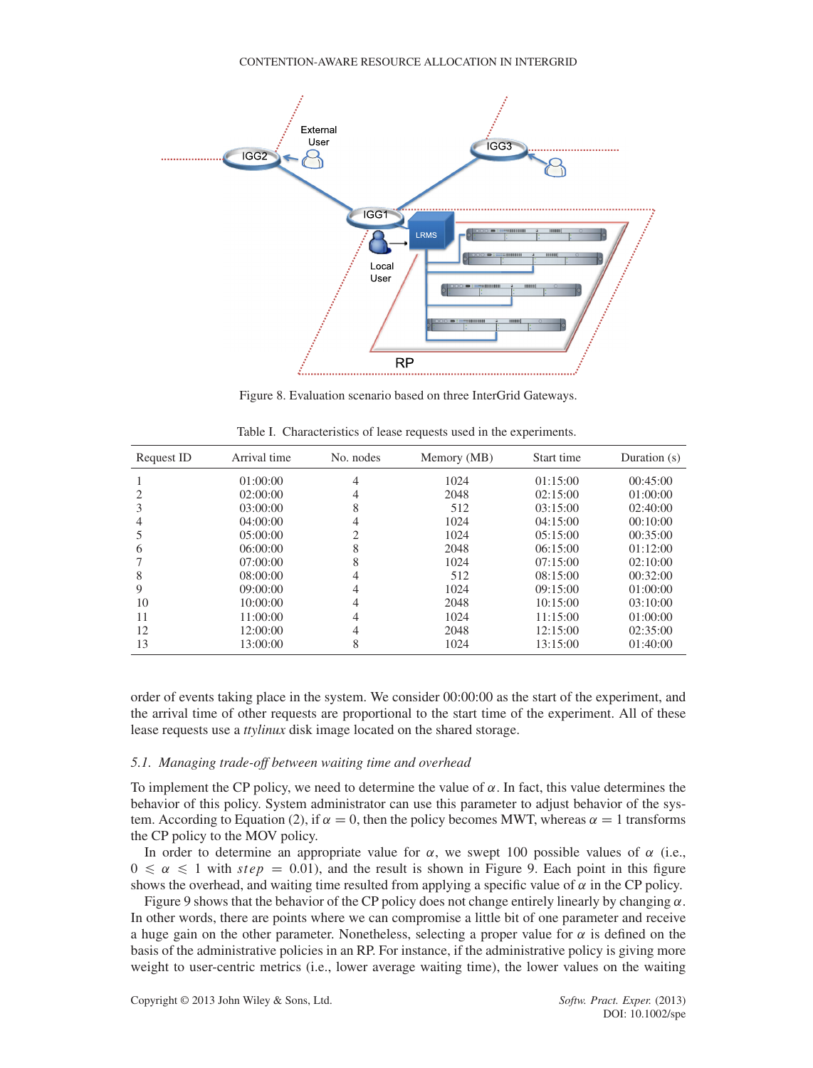Figure 8. Evaluation scenario based on three InterGrid Gateways.

Table I. Characteristics of lease requests used in the experiments.

| Request ID | Arrival time | No. nodes | Memory (MB) | Start time | Duration (s) |
|---|---|---|---|---|---|
| 1 | 01:00:00 | 4 | 1024 | 01:15:00 | 00:45:00 |
| 2 | 02:00:00 | 4 | 2048 | 02:15:00 | 01:00:00 |
| 3 | 03:00:00 | 8 | 512 | 03:15:00 | 02:40:00 |
| 4 | 04:00:00 | 4 | 1024 | 04:15:00 | 00:10:00 |
| 5 | 05:00:00 | 2 | 1024 | 05:15:00 | 00:35:00 |
| 6 | 06:00:00 | 8 | 2048 | 06:15:00 | 01:12:00 |
| 7 | 07:00:00 | 8 | 1024 | 07:15:00 | 02:10:00 |
| 8 | 08:00:00 | 4 | 512 | 08:15:00 | 00:32:00 |
| 9 | 09:00:00 | 4 | 1024 | 09:15:00 | 01:00:00 |
| 10 | 10:00:00 | 4 | 2048 | 10:15:00 | 03:10:00 |
| 11 | 11:00:00 | 4 | 1024 | 11:15:00 | 01:00:00 |
| 12 | 12:00:00 | 4 | 2048 | 12:15:00 | 02:35:00 |
| 13 | 13:00:00 | 8 | 1024 | 13:15:00 | 01:40:00 |

order of events taking place in the system. We consider 00:00:00 as the start of the experiment, and the arrival time of other requests are proportional to the start time of the experiment. All of these lease requests use a *ttylinux* disk image located on the shared storage.

### *5.1. Managing trade-off between waiting time and overhead*

To implement the CP policy, we need to determine the value of $\alpha$. In fact, this value determines the behavior of this policy. System administrator can use this parameter to adjust behavior of the system. According to Equation (2), if $\alpha = 0$, then the policy becomes MWT, whereas $\alpha = 1$ transforms the CP policy to the MOV policy.

In order to determine an appropriate value for $\alpha$, we swept 100 possible values of $\alpha$ (i.e., $0 \leqslant \alpha \leqslant 1$ with $step = 0.01$), and the result is shown in Figure 9. Each point in this figure shows the overhead, and waiting time resulted from applying a specific value of $\alpha$ in the CP policy.

Figure 9 shows that the behavior of the CP policy does not change entirely linearly by changing $\alpha$. In other words, there are points where we can compromise a little bit of one parameter and receive a huge gain on the other parameter. Nonetheless, selecting a proper value for $\alpha$ is defined on the basis of the administrative policies in an RP. For instance, if the administrative policy is giving more weight to user-centric metrics (i.e., lower average waiting time), the lower values on the waiting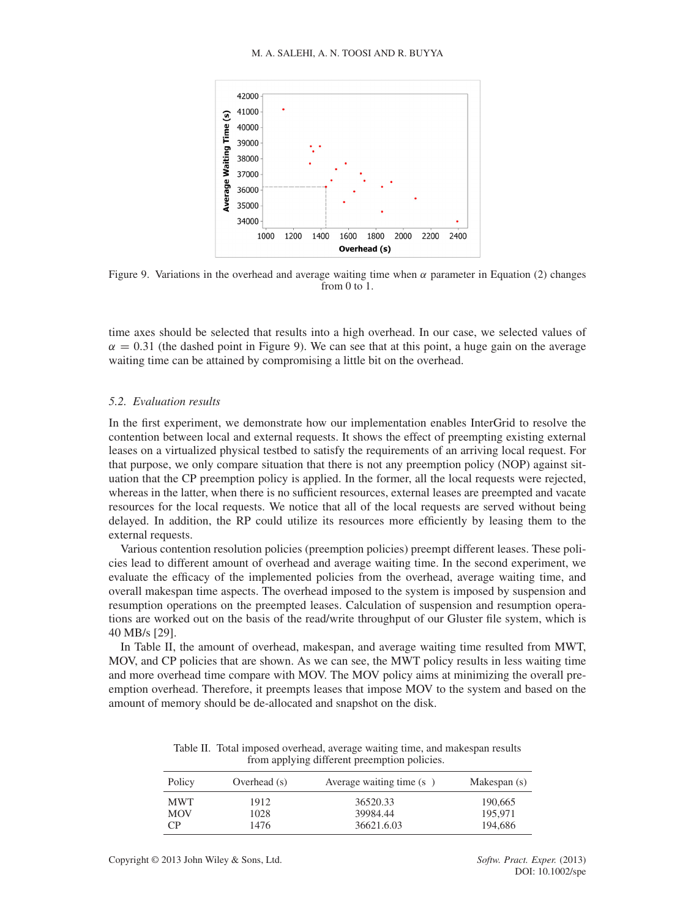Average Waiting Time (s)

42000
41000
40000
39000
38000
37000
36000
35000
34000

1000 1200 1400 1600 1800 2000 2200 2400

Overhead (s)

Figure 9. Variations in the overhead and average waiting time when $\alpha$ parameter in Equation (2) changes from 0 to 1.

time axes should be selected that results into a high overhead. In our case, we selected values of $\alpha = 0.31$ (the dashed point in Figure 9). We can see that at this point, a huge gain on the average waiting time can be attained by compromising a little bit on the overhead.

### 5.2. Evaluation results

In the first experiment, we demonstrate how our implementation enables InterGrid to resolve the contention between local and external requests. It shows the effect of preempting existing external leases on a virtualized physical testbed to satisfy the requirements of an arriving local request. For that purpose, we only compare situation that there is not any preemption policy (NOP) against situation that the CP preemption policy is applied. In the former, all the local requests were rejected, whereas in the latter, when there is no sufficient resources, external leases are preempted and vacate resources for the local requests. We notice that all of the local requests are served without being delayed. In addition, the RP could utilize its resources more efficiently by leasing them to the external requests.

Various contention resolution policies (preemption policies) preempt different leases. These policies lead to different amount of overhead and average waiting time. In the second experiment, we evaluate the efficacy of the implemented policies from the overhead, average waiting time, and overall makespan time aspects. The overhead imposed to the system is imposed by suspension and resumption operations on the preempted leases. Calculation of suspension and resumption operations are worked out on the basis of the read/write throughput of our Gluster file system, which is 40 MB/s [29].

In Table II, the amount of overhead, makespan, and average waiting time resulted from MWT, MOV, and CP policies that are shown. As we can see, the MWT policy results in less waiting time and more overhead time compare with MOV. The MOV policy aims at minimizing the overall preemption overhead. Therefore, it preempts leases that impose MOV to the system and based on the amount of memory should be de-allocated and snapshot on the disk.

Table II. Total imposed overhead, average waiting time, and makespan results from applying different preemption policies.

| Policy | Overhead (s) | Average waiting time (s ) | Makespan (s) |
|---|---|---|---|
| MWT | 1912 | 36520.33 | 190,665 |
| MOV | 1028 | 39984.44 | 195,971 |
| CP | 1476 | 36621.6.03 | 194,686 |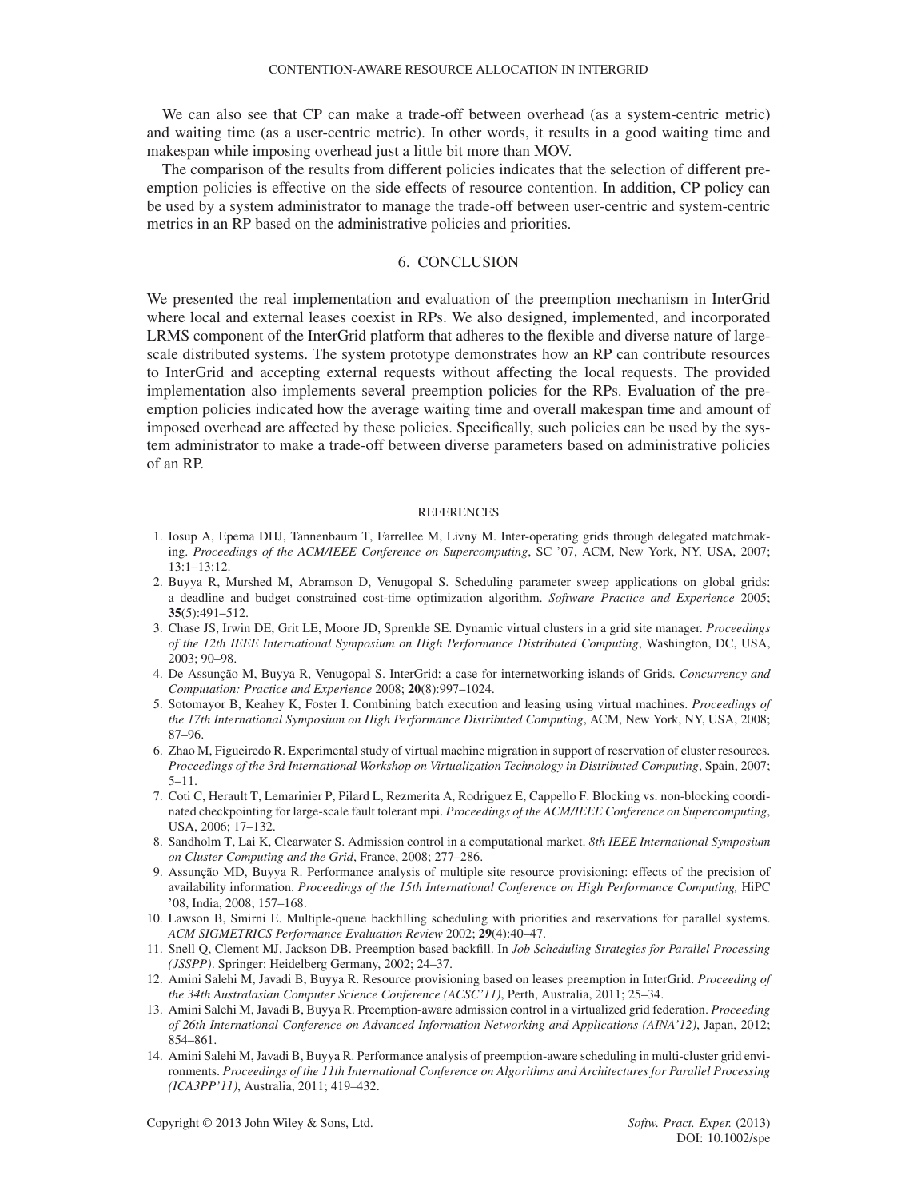We can also see that CP can make a trade-off between overhead (as a system-centric metric) and waiting time (as a user-centric metric). In other words, it results in a good waiting time and makespan while imposing overhead just a little bit more than MOV.

The comparison of the results from different policies indicates that the selection of different preemption policies is effective on the side effects of resource contention. In addition, CP policy can be used by a system administrator to manage the trade-off between user-centric and system-centric metrics in an RP based on the administrative policies and priorities.

## 6. CONCLUSION

We presented the real implementation and evaluation of the preemption mechanism in InterGrid where local and external leases coexist in RPs. We also designed, implemented, and incorporated LRMS component of the InterGrid platform that adheres to the flexible and diverse nature of large-scale distributed systems. The system prototype demonstrates how an RP can contribute resources to InterGrid and accepting external requests without affecting the local requests. The provided implementation also implements several preemption policies for the RPs. Evaluation of the preemption policies indicated how the average waiting time and overall makespan time and amount of imposed overhead are affected by these policies. Specifically, such policies can be used by the system administrator to make a trade-off between diverse parameters based on administrative policies of an RP.

## REFERENCES

1. Iosup A, Epema DHJ, Tannenbaum T, Farrellee M, Livny M. Inter-operating grids through delegated matchmaking. *Proceedings of the ACM/IEEE Conference on Supercomputing*, SC '07, ACM, New York, NY, USA, 2007; 13:1–13:12.
2. Buyya R, Murshed M, Abramson D, Venugopal S. Scheduling parameter sweep applications on global grids: a deadline and budget constrained cost-time optimization algorithm. *Software Practice and Experience* 2005; **35**(5):491–512.
3. Chase JS, Irwin DE, Grit LE, Moore JD, Sprenkle SE. Dynamic virtual clusters in a grid site manager. *Proceedings of the 12th IEEE International Symposium on High Performance Distributed Computing*, Washington, DC, USA, 2003; 90–98.
4. De Assunção M, Buyya R, Venugopal S. InterGrid: a case for internetworking islands of Grids. *Concurrency and Computation: Practice and Experience* 2008; **20**(8):997–1024.
5. Sotomayor B, Keahey K, Foster I. Combining batch execution and leasing using virtual machines. *Proceedings of the 17th International Symposium on High Performance Distributed Computing*, ACM, New York, NY, USA, 2008; 87–96.
6. Zhao M, Figueiredo R. Experimental study of virtual machine migration in support of reservation of cluster resources. *Proceedings of the 3rd International Workshop on Virtualization Technology in Distributed Computing*, Spain, 2007; 5–11.
7. Coti C, Herault T, Lemarinier P, Pilard L, Rezmerita A, Rodriguez E, Cappello F. Blocking vs. non-blocking coordinated checkpointing for large-scale fault tolerant mpi. *Proceedings of the ACM/IEEE Conference on Supercomputing*, USA, 2006; 17–132.
8. Sandholm T, Lai K, Clearwater S. Admission control in a computational market. *8th IEEE International Symposium on Cluster Computing and the Grid*, France, 2008; 277–286.
9. Assunção MD, Buyya R. Performance analysis of multiple site resource provisioning: effects of the precision of availability information. *Proceedings of the 15th International Conference on High Performance Computing,* HiPC '08, India, 2008; 157–168.
10. Lawson B, Smirni E. Multiple-queue backfilling scheduling with priorities and reservations for parallel systems. *ACM SIGMETRICS Performance Evaluation Review* 2002; **29**(4):40–47.
11. Snell Q, Clement MJ, Jackson DB. Preemption based backfill. In *Job Scheduling Strategies for Parallel Processing (JSSPP)*. Springer: Heidelberg Germany, 2002; 24–37.
12. Amini Salehi M, Javadi B, Buyya R. Resource provisioning based on leases preemption in InterGrid. *Proceeding of the 34th Australasian Computer Science Conference (ACSC'11)*, Perth, Australia, 2011; 25–34.
13. Amini Salehi M, Javadi B, Buyya R. Preemption-aware admission control in a virtualized grid federation. *Proceeding of 26th International Conference on Advanced Information Networking and Applications (AINA'12)*, Japan, 2012; 854–861.
14. Amini Salehi M, Javadi B, Buyya R. Performance analysis of preemption-aware scheduling in multi-cluster grid environments. *Proceedings of the 11th International Conference on Algorithms and Architectures for Parallel Processing (ICA3PP'11)*, Australia, 2011; 419–432.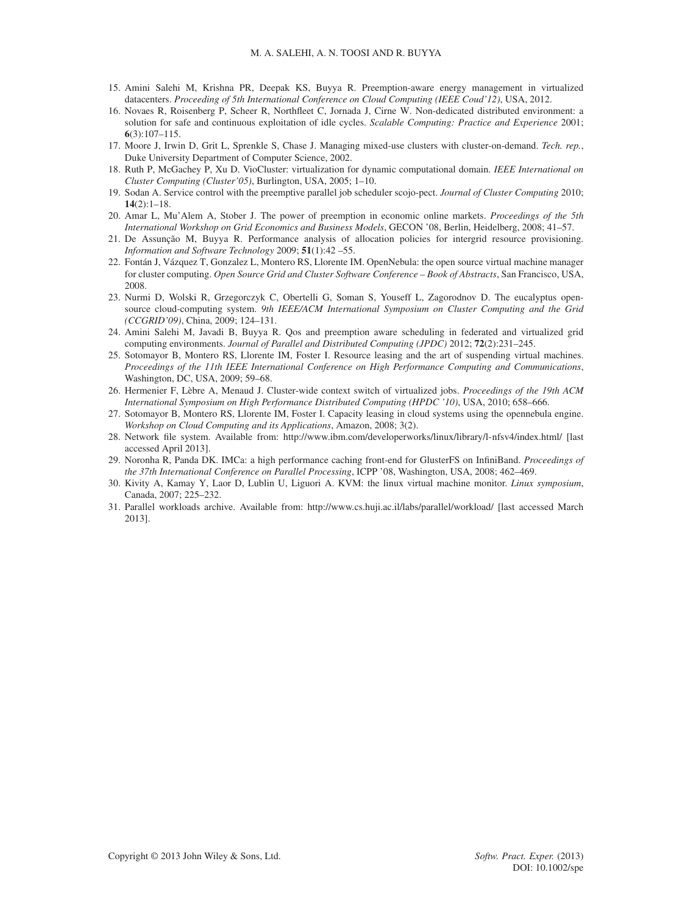15. Amini Salehi M, Krishna PR, Deepak KS, Buyya R. Preemption-aware energy management in virtualized datacenters. *Proceeding of 5th International Conference on Cloud Computing (IEEE Coud'12)*, USA, 2012.
16. Novaes R, Roisenberg P, Scheer R, Northfleet C, Jornada J, Cirne W. Non-dedicated distributed environment: a solution for safe and continuous exploitation of idle cycles. *Scalable Computing: Practice and Experience* 2001; **6**(3):107–115.
17. Moore J, Irwin D, Grit L, Sprenkle S, Chase J. Managing mixed-use clusters with cluster-on-demand. *Tech. rep.*, Duke University Department of Computer Science, 2002.
18. Ruth P, McGachey P, Xu D. VioCluster: virtualization for dynamic computational domain. *IEEE International on Cluster Computing (Cluster'05)*, Burlington, USA, 2005; 1–10.
19. Sodan A. Service control with the preemptive parallel job scheduler scojo-pect. *Journal of Cluster Computing* 2010; **14**(2):1–18.
20. Amar L, Mu'Alem A, Stober J. The power of preemption in economic online markets. *Proceedings of the 5th International Workshop on Grid Economics and Business Models*, GECON '08, Berlin, Heidelberg, 2008; 41–57.
21. De Assunção M, Buyya R. Performance analysis of allocation policies for intergrid resource provisioning. *Information and Software Technology* 2009; **51**(1):42 –55.
22. Fontán J, Vázquez T, Gonzalez L, Montero RS, Llorente IM. OpenNebula: the open source virtual machine manager for cluster computing. *Open Source Grid and Cluster Software Conference – Book of Abstracts*, San Francisco, USA, 2008.
23. Nurmi D, Wolski R, Grzegorczyk C, Obertelli G, Soman S, Youseff L, Zagorodnov D. The eucalyptus open-source cloud-computing system. *9th IEEE/ACM International Symposium on Cluster Computing and the Grid (CCGRID'09)*, China, 2009; 124–131.
24. Amini Salehi M, Javadi B, Buyya R. Qos and preemption aware scheduling in federated and virtualized grid computing environments. *Journal of Parallel and Distributed Computing (JPDC)* 2012; **72**(2):231–245.
25. Sotomayor B, Montero RS, Llorente IM, Foster I. Resource leasing and the art of suspending virtual machines. *Proceedings of the 11th IEEE International Conference on High Performance Computing and Communications*, Washington, DC, USA, 2009; 59–68.
26. Hermenier F, Lèbre A, Menaud J. Cluster-wide context switch of virtualized jobs. *Proceedings of the 19th ACM International Symposium on High Performance Distributed Computing (HPDC '10)*, USA, 2010; 658–666.
27. Sotomayor B, Montero RS, Llorente IM, Foster I. Capacity leasing in cloud systems using the opennebula engine. *Workshop on Cloud Computing and its Applications*, Amazon, 2008; 3(2).
28. Network file system. Available from: http://www.ibm.com/developerworks/linux/library/l-nfsv4/index.html/ [last accessed April 2013].
29. Noronha R, Panda DK. IMCa: a high performance caching front-end for GlusterFS on InfiniBand. *Proceedings of the 37th International Conference on Parallel Processing*, ICPP '08, Washington, USA, 2008; 462–469.
30. Kivity A, Kamay Y, Laor D, Lublin U, Liguori A. KVM: the linux virtual machine monitor. *Linux symposium*, Canada, 2007; 225–232.
31. Parallel workloads archive. Available from: http://www.cs.huji.ac.il/labs/parallel/workload/ [last accessed March 2013].